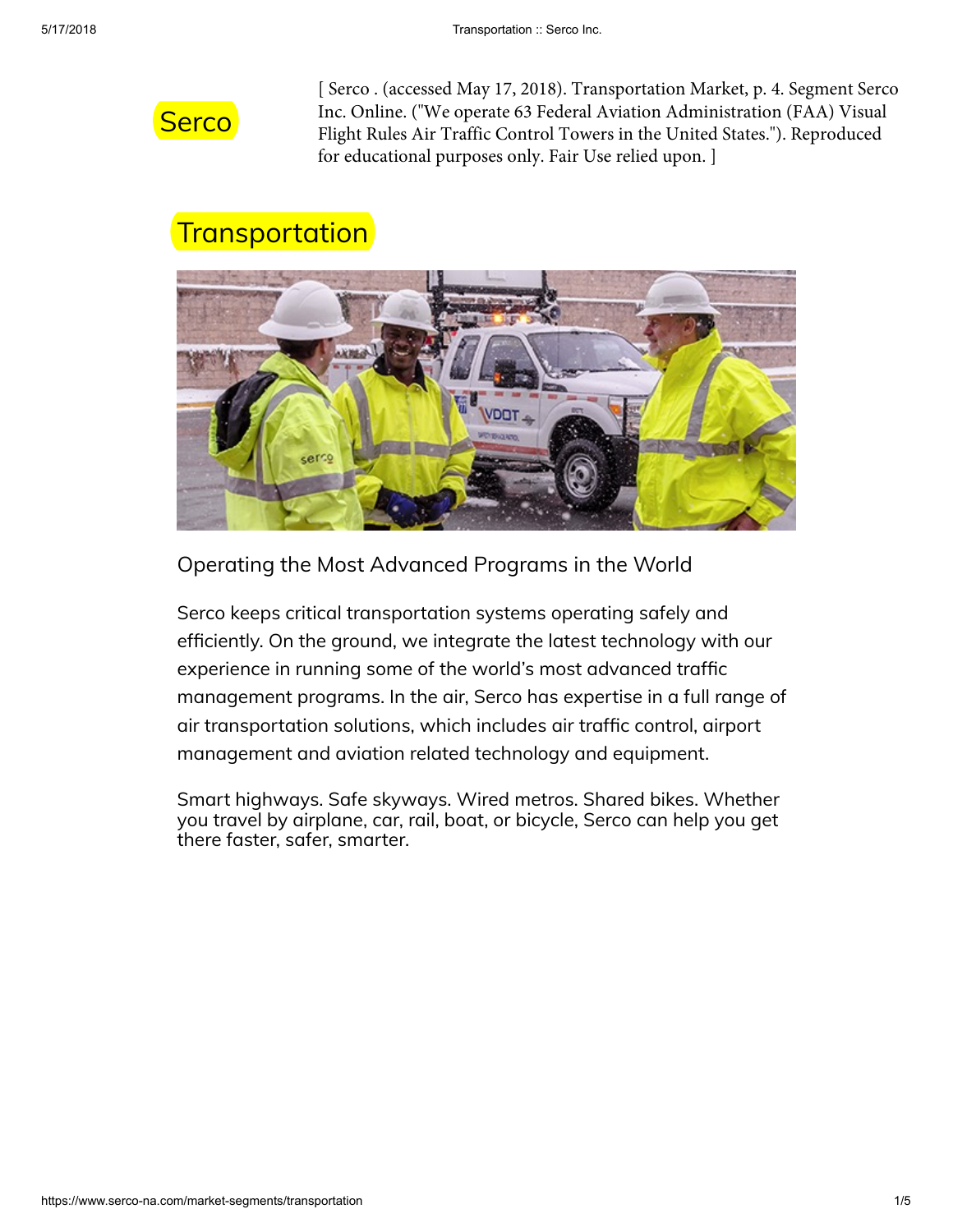Serco

[ Serco . (accessed May 17, 2018). Transportation Market, p. 4. Segment Serco Inc. Online. ("We operate 63 Federal Aviation Administration (FAA) Visual Flight Rules Air Traffic Control Towers in the United States."). Reproduced for educational purposes only. Fair Use relied upon. ]

# Transportation

Operating the Most Advanced Programs in the World

Serco keeps critical transportation systems operating safely and efficiently. On the ground, we integrate the latest technology with our experience in running some of the world's most advanced traffic management programs. In the air, Serco has expertise in a full range of air transportation solutions, which includes air traffic control, airport management and aviation related technology and equipment.

Smart highways. Safe skyways. Wired metros. Shared bikes. Whether you travel by airplane, car, rail, boat, or bicycle, Serco can help you get there faster, safer, smarter.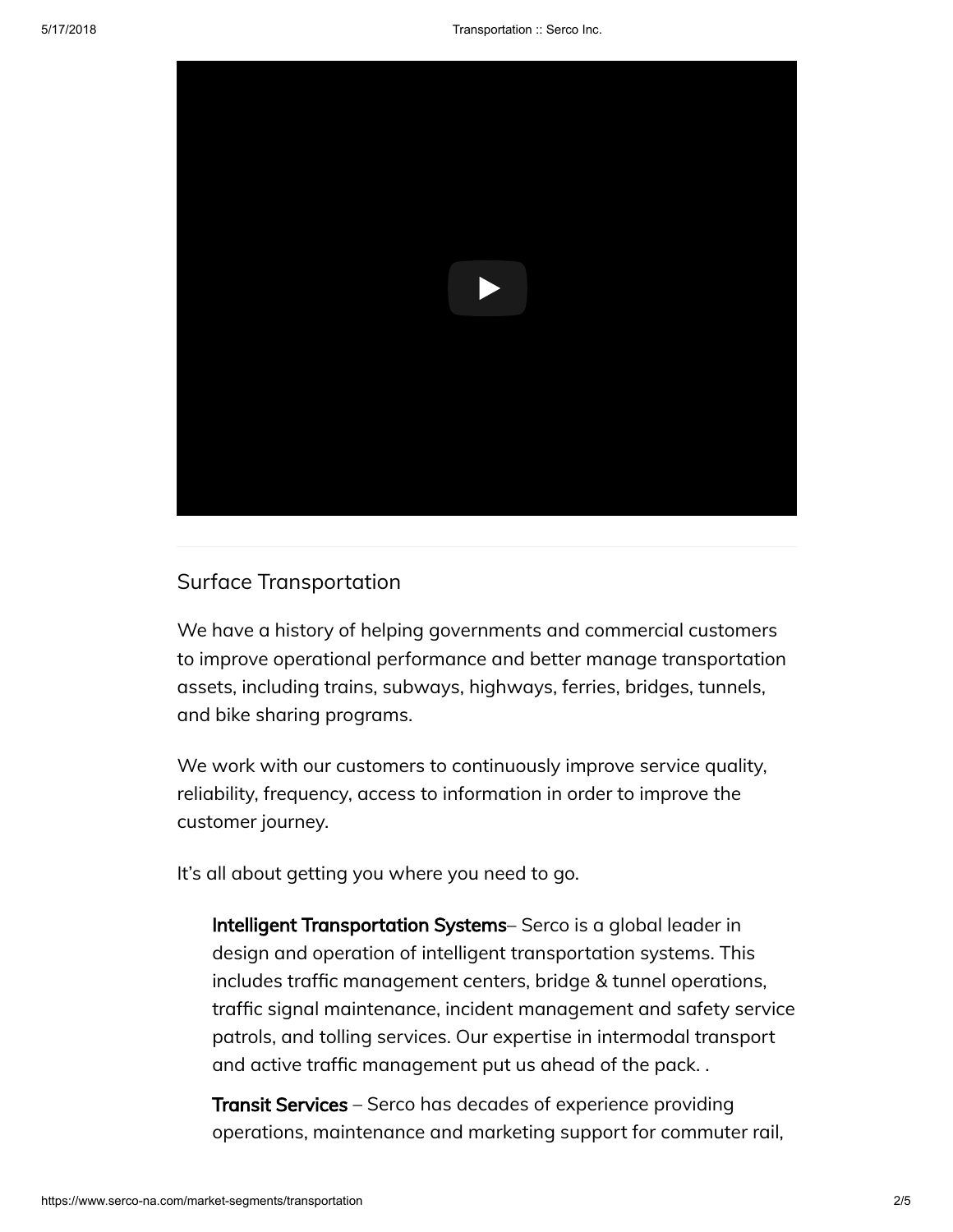## Surface Transportation

We have a history of helping governments and commercial customers to improve operational performance and better manage transportation assets, including trains, subways, highways, ferries, bridges, tunnels, and bike sharing programs.

We work with our customers to continuously improve service quality, reliability, frequency, access to information in order to improve the customer journey.

It's all about getting you where you need to go.

> **Intelligent Transportation Systems**– Serco is a global leader in design and operation of intelligent transportation systems. This includes traffic management centers, bridge & tunnel operations, traffic signal maintenance, incident management and safety service patrols, and tolling services. Our expertise in intermodal transport and active traffic management put us ahead of the pack. .
>
> **Transit Services** – Serco has decades of experience providing operations, maintenance and marketing support for commuter rail,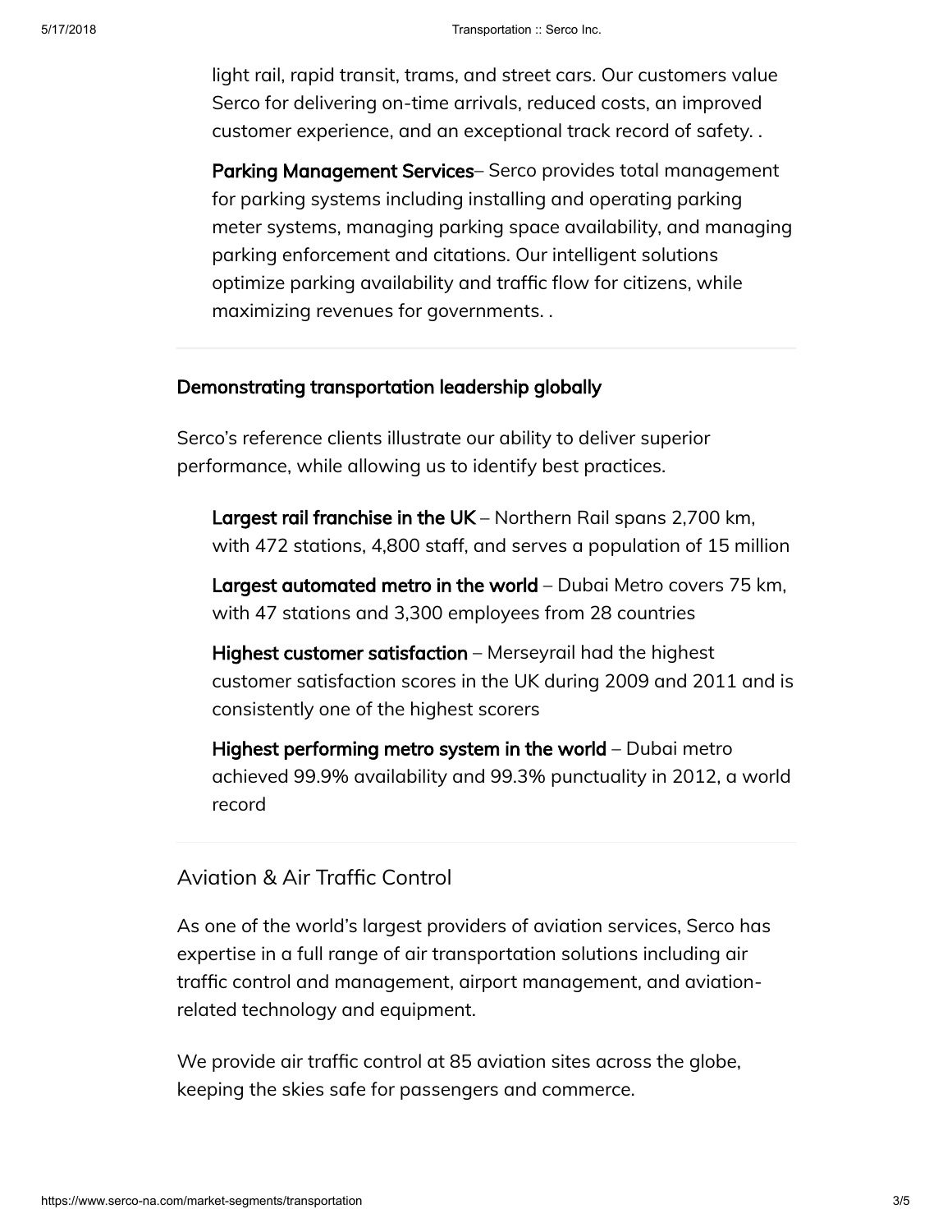light rail, rapid transit, trams, and street cars. Our customers value Serco for delivering on-time arrivals, reduced costs, an improved customer experience, and an exceptional track record of safety. .

**Parking Management Services**– Serco provides total management for parking systems including installing and operating parking meter systems, managing parking space availability, and managing parking enforcement and citations. Our intelligent solutions optimize parking availability and traffic flow for citizens, while maximizing revenues for governments. .

---

**Demonstrating transportation leadership globally**

Serco's reference clients illustrate our ability to deliver superior performance, while allowing us to identify best practices.

**Largest rail franchise in the UK** – Northern Rail spans 2,700 km, with 472 stations, 4,800 staff, and serves a population of 15 million

**Largest automated metro in the world** – Dubai Metro covers 75 km, with 47 stations and 3,300 employees from 28 countries

**Highest customer satisfaction** – Merseyrail had the highest customer satisfaction scores in the UK during 2009 and 2011 and is consistently one of the highest scorers

**Highest performing metro system in the world** – Dubai metro achieved 99.9% availability and 99.3% punctuality in 2012, a world record

---

## Aviation & Air Traffic Control

As one of the world's largest providers of aviation services, Serco has expertise in a full range of air transportation solutions including air traffic control and management, airport management, and aviation-related technology and equipment.

We provide air traffic control at 85 aviation sites across the globe, keeping the skies safe for passengers and commerce.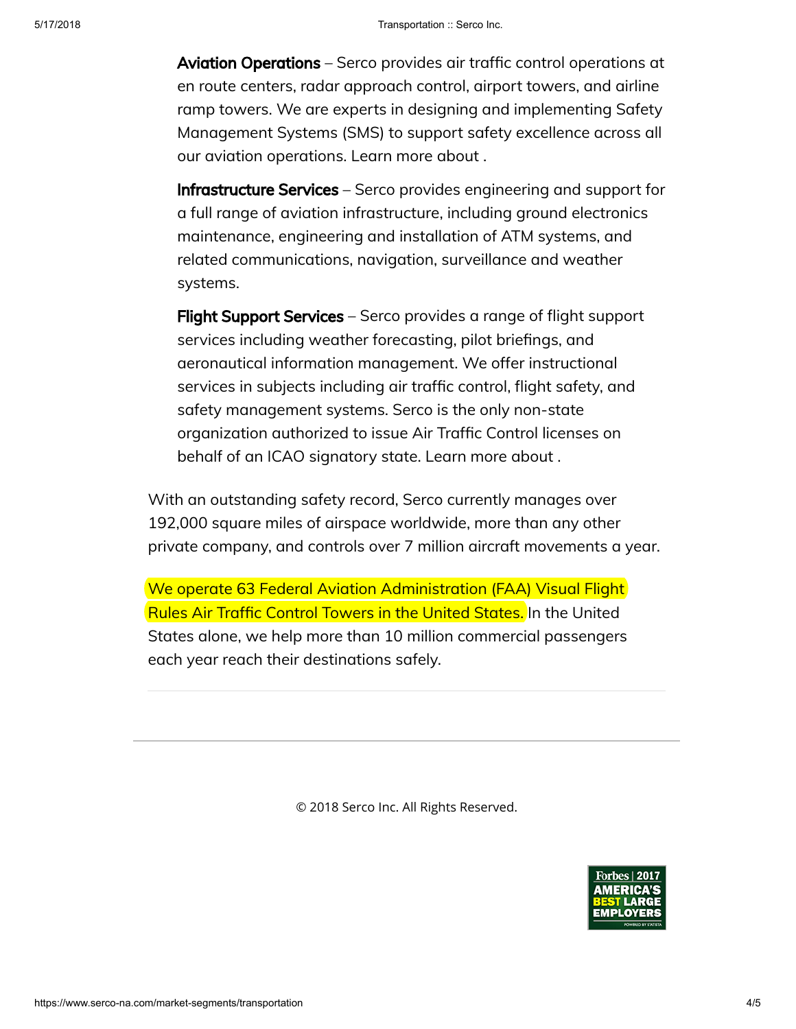**Aviation Operations** – Serco provides air traffic control operations at en route centers, radar approach control, airport towers, and airline ramp towers. We are experts in designing and implementing Safety Management Systems (SMS) to support safety excellence across all our aviation operations. Learn more about .

**Infrastructure Services** – Serco provides engineering and support for a full range of aviation infrastructure, including ground electronics maintenance, engineering and installation of ATM systems, and related communications, navigation, surveillance and weather systems.

**Flight Support Services** – Serco provides a range of flight support services including weather forecasting, pilot briefings, and aeronautical information management. We offer instructional services in subjects including air traffic control, flight safety, and safety management systems. Serco is the only non-state organization authorized to issue Air Traffic Control licenses on behalf of an ICAO signatory state. Learn more about .

With an outstanding safety record, Serco currently manages over 192,000 square miles of airspace worldwide, more than any other private company, and controls over 7 million aircraft movements a year.

We operate 63 Federal Aviation Administration (FAA) Visual Flight Rules Air Traffic Control Towers in the United States. In the United States alone, we help more than 10 million commercial passengers each year reach their destinations safely.

---

© 2018 Serco Inc. All Rights Reserved.

Forbes | 2017 AMERICA'S BEST LARGE EMPLOYERS POWERED BY STATISTA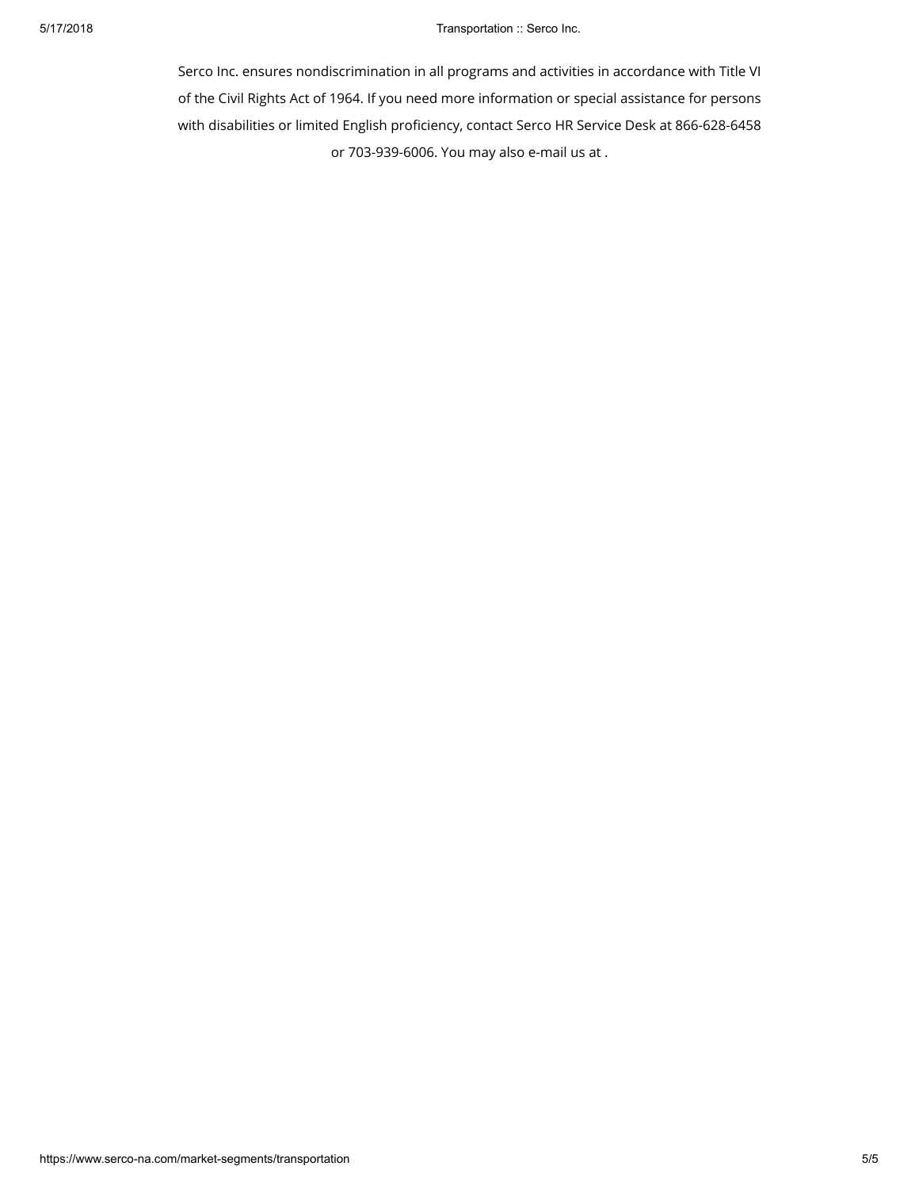Serco Inc. ensures nondiscrimination in all programs and activities in accordance with Title VI of the Civil Rights Act of 1964. If you need more information or special assistance for persons with disabilities or limited English proficiency, contact Serco HR Service Desk at 866-628-6458 or 703-939-6006. You may also e-mail us at .